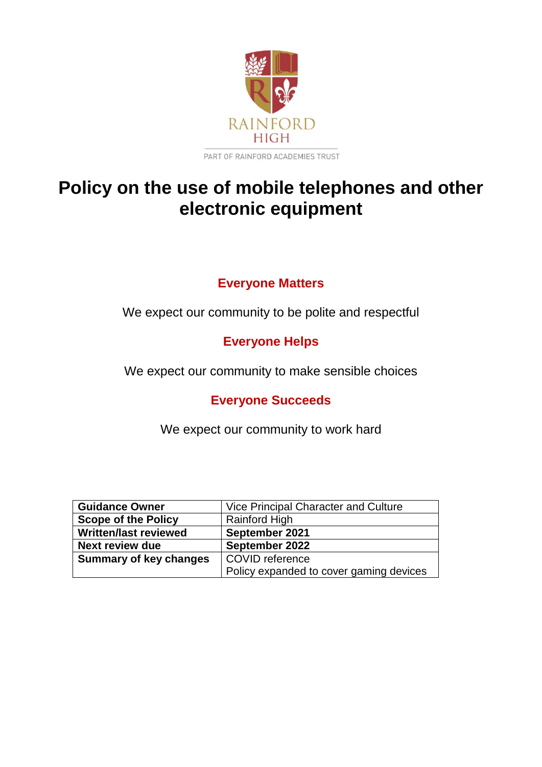RAINFORD HIGH

PART OF RAINFORD ACADEMIES TRUST

# Policy on the use of mobile telephones and other electronic equipment

## Everyone Matters

We expect our community to be polite and respectful

## Everyone Helps

We expect our community to make sensible choices

## Everyone Succeeds

We expect our community to work hard

| **Guidance Owner** | Vice Principal Character and Culture |
|---|---|
| **Scope of the Policy** | Rainford High |
| **Written/last reviewed** | **September 2021** |
| **Next review due** | **September 2022** |
| **Summary of key changes** | COVID reference<br>Policy expanded to cover gaming devices |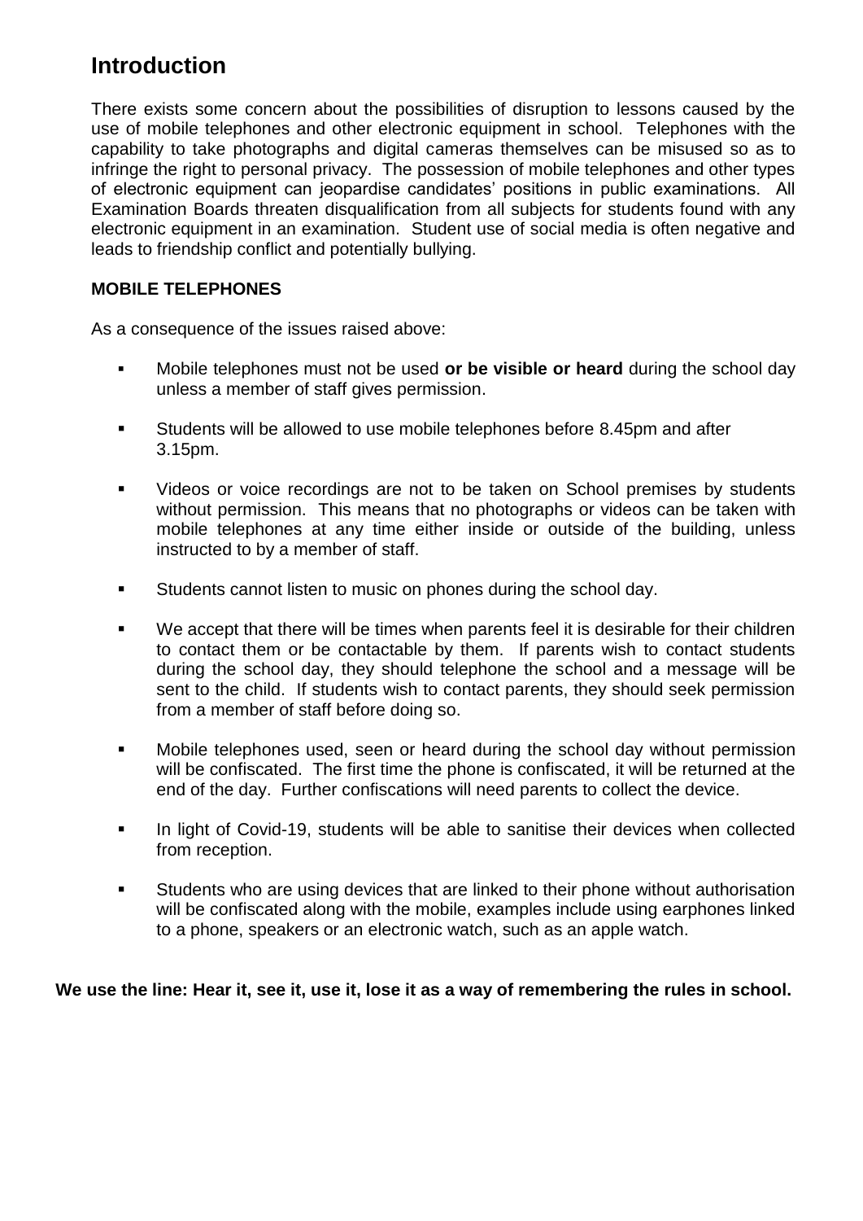## Introduction

There exists some concern about the possibilities of disruption to lessons caused by the use of mobile telephones and other electronic equipment in school. Telephones with the capability to take photographs and digital cameras themselves can be misused so as to infringe the right to personal privacy. The possession of mobile telephones and other types of electronic equipment can jeopardise candidates' positions in public examinations. All Examination Boards threaten disqualification from all subjects for students found with any electronic equipment in an examination. Student use of social media is often negative and leads to friendship conflict and potentially bullying.

**MOBILE TELEPHONES**

As a consequence of the issues raised above:

- Mobile telephones must not be used **or be visible or heard** during the school day unless a member of staff gives permission.
- Students will be allowed to use mobile telephones before 8.45pm and after 3.15pm.
- Videos or voice recordings are not to be taken on School premises by students without permission. This means that no photographs or videos can be taken with mobile telephones at any time either inside or outside of the building, unless instructed to by a member of staff.
- Students cannot listen to music on phones during the school day.
- We accept that there will be times when parents feel it is desirable for their children to contact them or be contactable by them. If parents wish to contact students during the school day, they should telephone the school and a message will be sent to the child. If students wish to contact parents, they should seek permission from a member of staff before doing so.
- Mobile telephones used, seen or heard during the school day without permission will be confiscated. The first time the phone is confiscated, it will be returned at the end of the day. Further confiscations will need parents to collect the device.
- In light of Covid-19, students will be able to sanitise their devices when collected from reception.
- Students who are using devices that are linked to their phone without authorisation will be confiscated along with the mobile, examples include using earphones linked to a phone, speakers or an electronic watch, such as an apple watch.

**We use the line: Hear it, see it, use it, lose it as a way of remembering the rules in school.**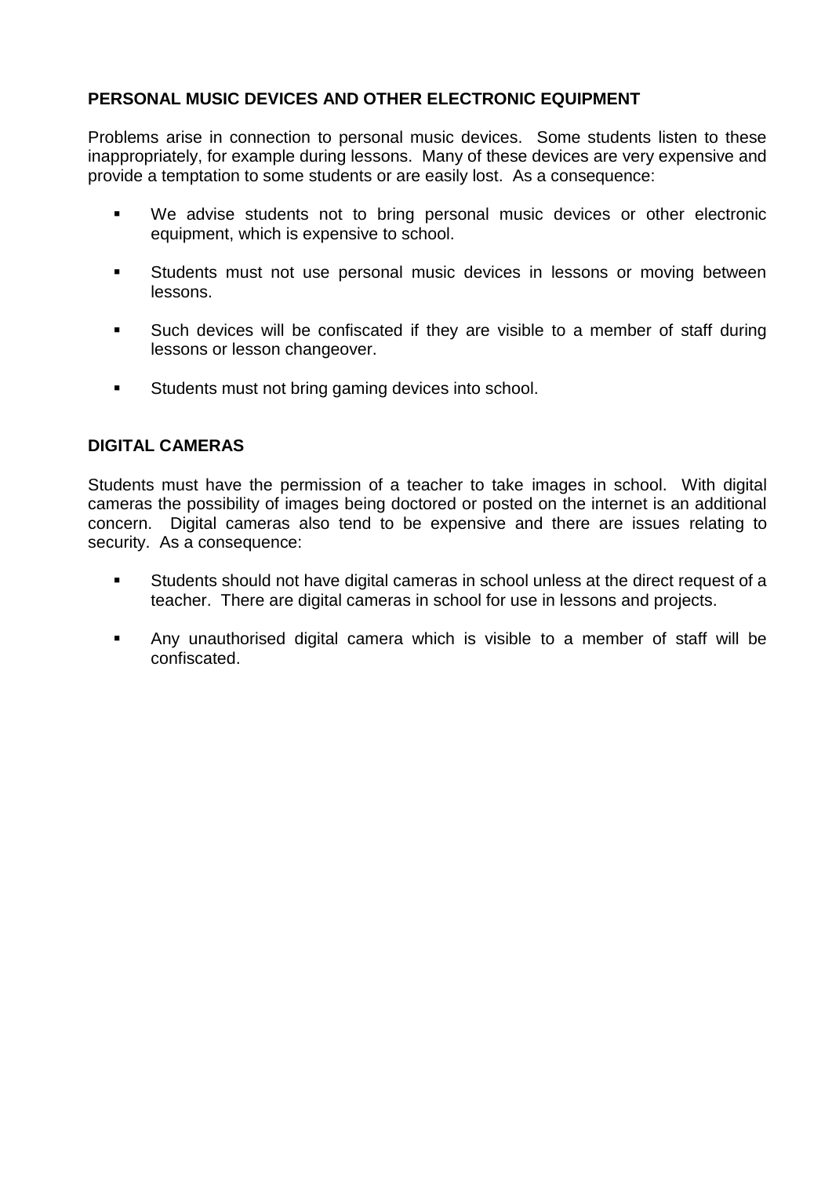## PERSONAL MUSIC DEVICES AND OTHER ELECTRONIC EQUIPMENT

Problems arise in connection to personal music devices. Some students listen to these inappropriately, for example during lessons. Many of these devices are very expensive and provide a temptation to some students or are easily lost. As a consequence:

- We advise students not to bring personal music devices or other electronic equipment, which is expensive to school.
- Students must not use personal music devices in lessons or moving between lessons.
- Such devices will be confiscated if they are visible to a member of staff during lessons or lesson changeover.
- Students must not bring gaming devices into school.

## DIGITAL CAMERAS

Students must have the permission of a teacher to take images in school. With digital cameras the possibility of images being doctored or posted on the internet is an additional concern. Digital cameras also tend to be expensive and there are issues relating to security. As a consequence:

- Students should not have digital cameras in school unless at the direct request of a teacher. There are digital cameras in school for use in lessons and projects.
- Any unauthorised digital camera which is visible to a member of staff will be confiscated.